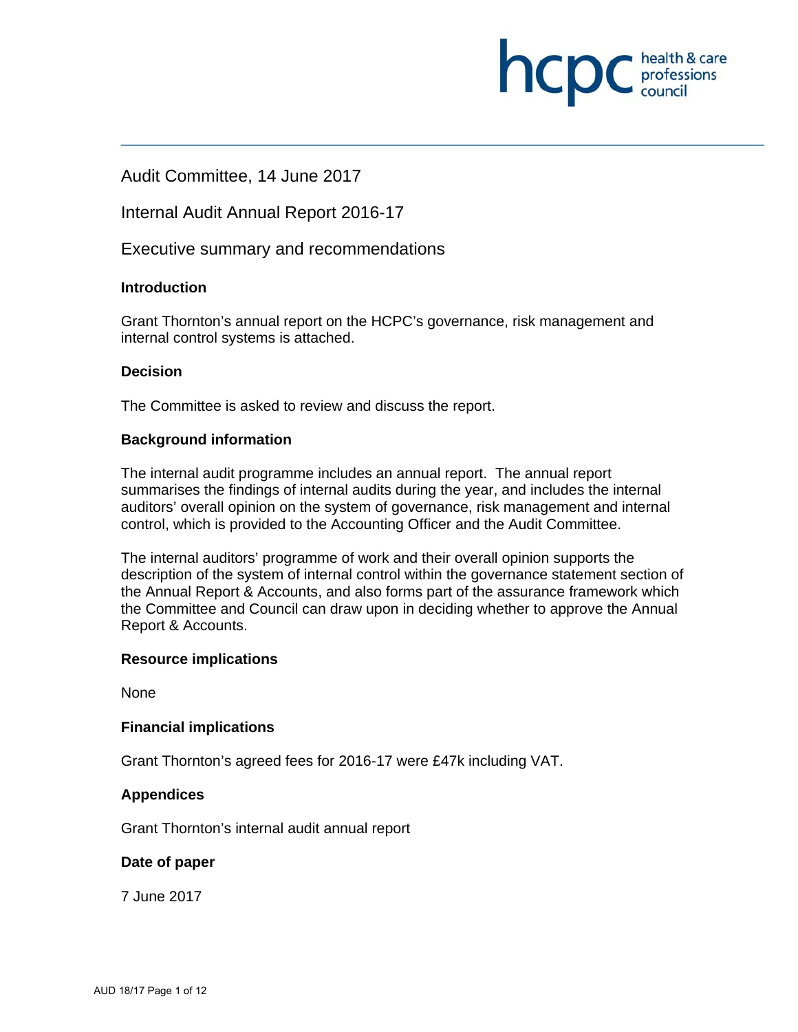hcpc health & care professions council

Audit Committee, 14 June 2017

Internal Audit Annual Report 2016-17

Executive summary and recommendations

**Introduction**

Grant Thornton's annual report on the HCPC's governance, risk management and internal control systems is attached.

**Decision**

The Committee is asked to review and discuss the report.

**Background information**

The internal audit programme includes an annual report. The annual report summarises the findings of internal audits during the year, and includes the internal auditors' overall opinion on the system of governance, risk management and internal control, which is provided to the Accounting Officer and the Audit Committee.

The internal auditors' programme of work and their overall opinion supports the description of the system of internal control within the governance statement section of the Annual Report & Accounts, and also forms part of the assurance framework which the Committee and Council can draw upon in deciding whether to approve the Annual Report & Accounts.

**Resource implications**

None

**Financial implications**

Grant Thornton's agreed fees for 2016-17 were £47k including VAT.

**Appendices**

Grant Thornton's internal audit annual report

**Date of paper**

7 June 2017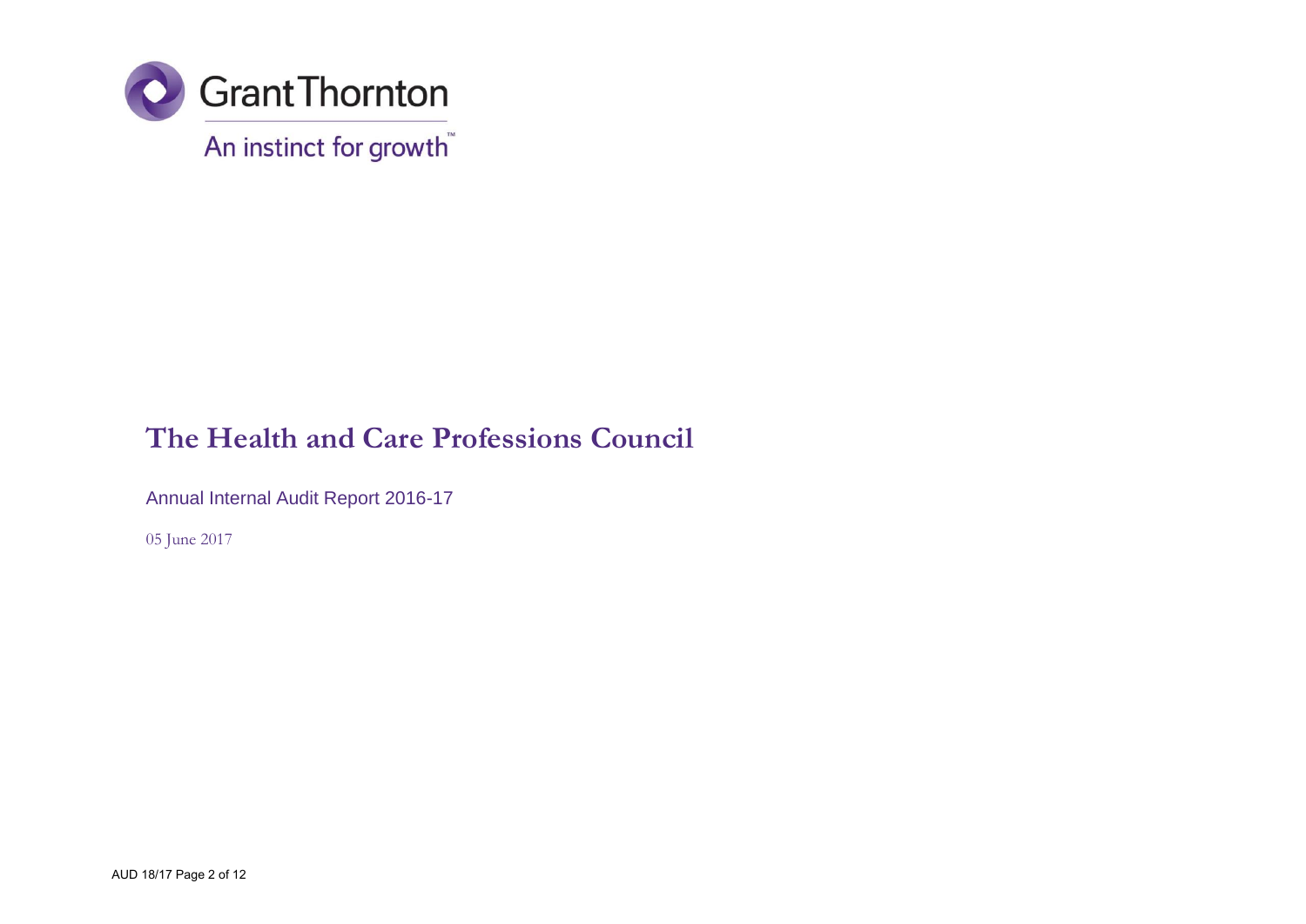Grant Thornton

An instinct for growth™

# The Health and Care Professions Council

Annual Internal Audit Report 2016-17

05 June 2017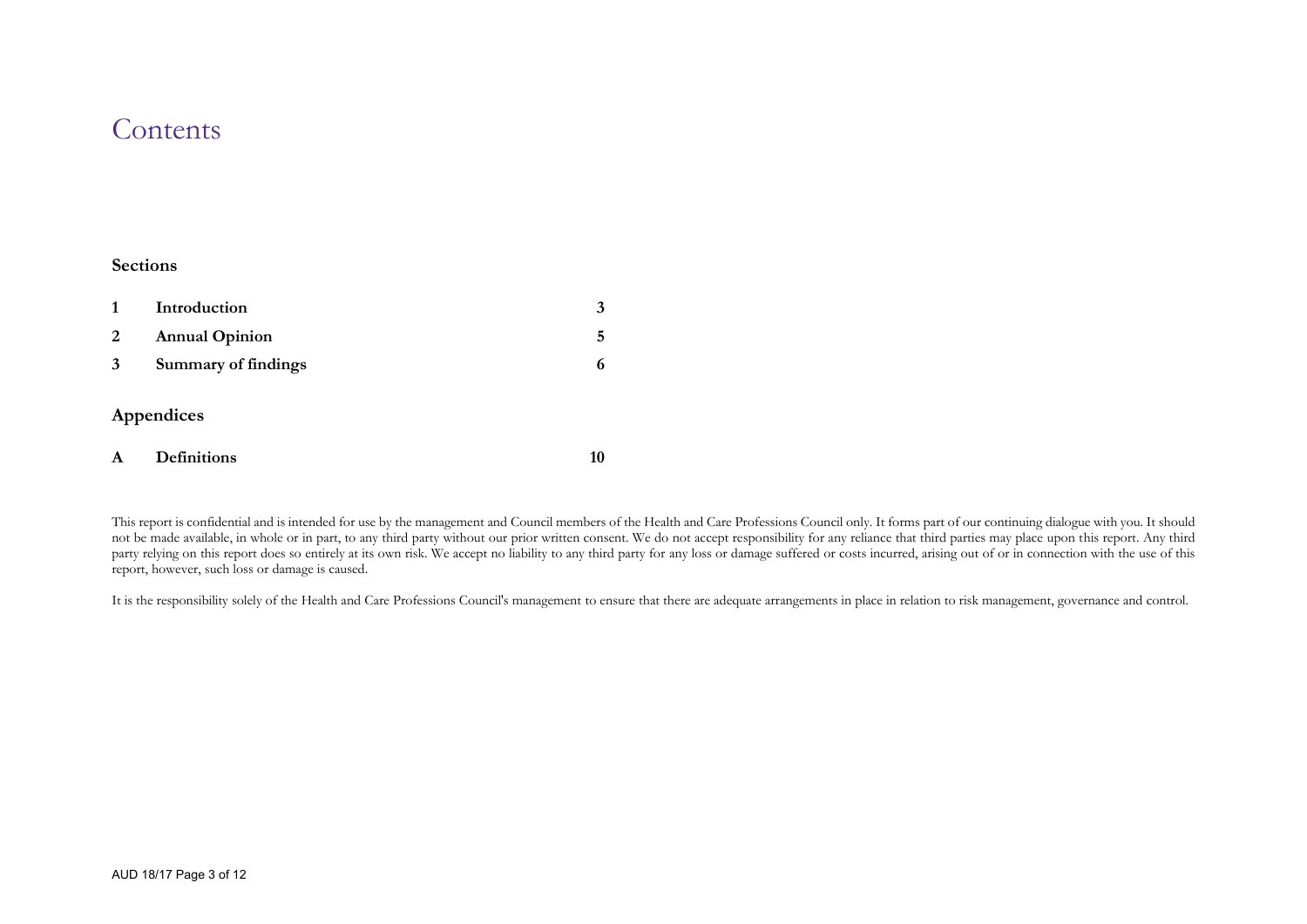# Contents

## Sections

| | | |
|---|---|---|
| **1** | **Introduction** | **3** |
| **2** | **Annual Opinion** | **5** |
| **3** | **Summary of findings** | **6** |

## Appendices

| | | |
|---|---|---|
| **A** | **Definitions** | **10** |

This report is confidential and is intended for use by the management and Council members of the Health and Care Professions Council only. It forms part of our continuing dialogue with you. It should not be made available, in whole or in part, to any third party without our prior written consent. We do not accept responsibility for any reliance that third parties may place upon this report. Any third party relying on this report does so entirely at its own risk. We accept no liability to any third party for any loss or damage suffered or costs incurred, arising out of or in connection with the use of this report, however, such loss or damage is caused.

It is the responsibility solely of the Health and Care Professions Council's management to ensure that there are adequate arrangements in place in relation to risk management, governance and control.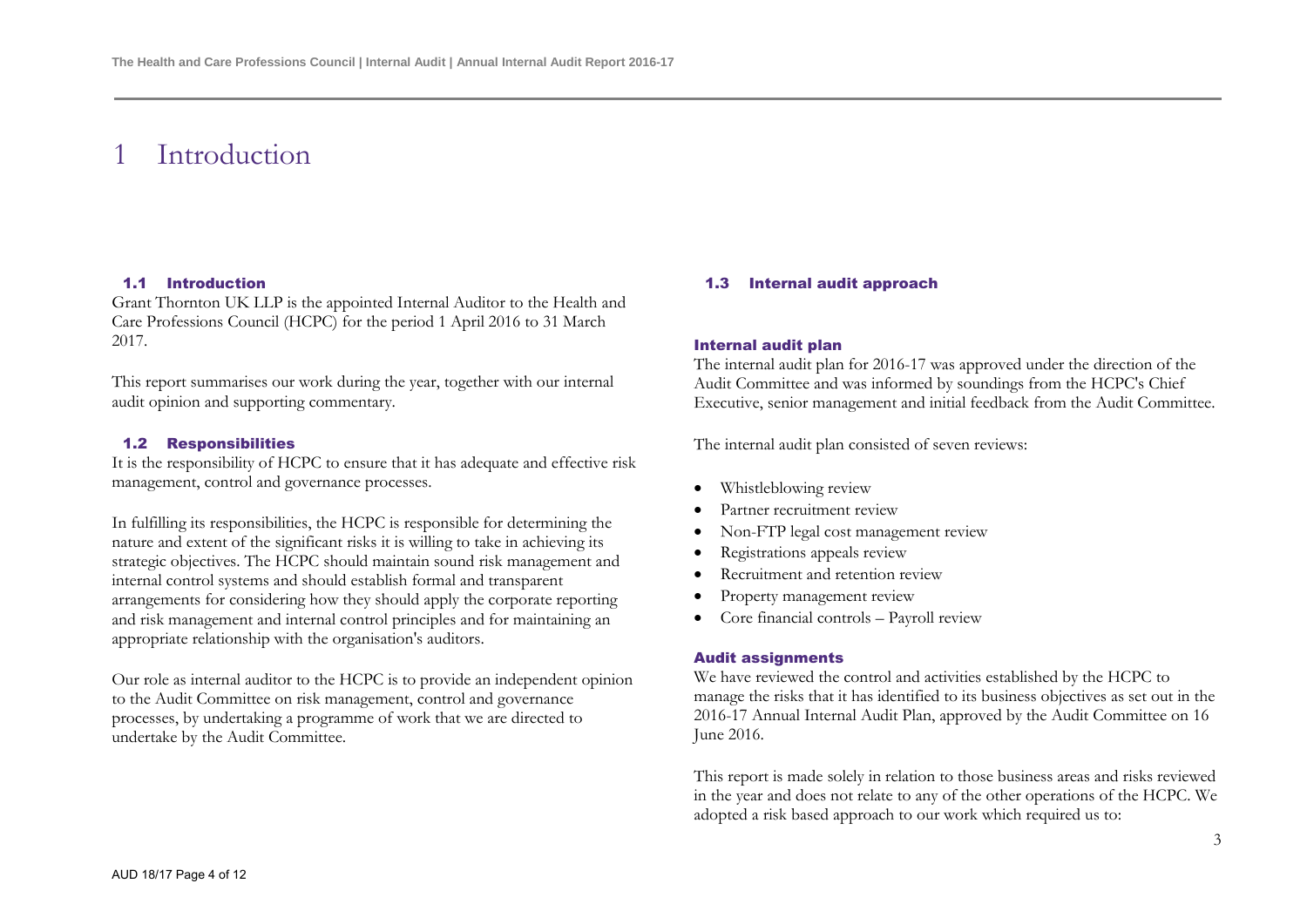# 1 Introduction

### 1.1 Introduction

Grant Thornton UK LLP is the appointed Internal Auditor to the Health and Care Professions Council (HCPC) for the period 1 April 2016 to 31 March 2017.

This report summarises our work during the year, together with our internal audit opinion and supporting commentary.

### 1.2 Responsibilities

It is the responsibility of HCPC to ensure that it has adequate and effective risk management, control and governance processes.

In fulfilling its responsibilities, the HCPC is responsible for determining the nature and extent of the significant risks it is willing to take in achieving its strategic objectives. The HCPC should maintain sound risk management and internal control systems and should establish formal and transparent arrangements for considering how they should apply the corporate reporting and risk management and internal control principles and for maintaining an appropriate relationship with the organisation's auditors.

Our role as internal auditor to the HCPC is to provide an independent opinion to the Audit Committee on risk management, control and governance processes, by undertaking a programme of work that we are directed to undertake by the Audit Committee.

### 1.3 Internal audit approach

#### Internal audit plan

The internal audit plan for 2016-17 was approved under the direction of the Audit Committee and was informed by soundings from the HCPC's Chief Executive, senior management and initial feedback from the Audit Committee.

The internal audit plan consisted of seven reviews:

- Whistleblowing review
- Partner recruitment review
- Non-FTP legal cost management review
- Registrations appeals review
- Recruitment and retention review
- Property management review
- Core financial controls – Payroll review

#### Audit assignments

We have reviewed the control and activities established by the HCPC to manage the risks that it has identified to its business objectives as set out in the 2016-17 Annual Internal Audit Plan, approved by the Audit Committee on 16 June 2016.

This report is made solely in relation to those business areas and risks reviewed in the year and does not relate to any of the other operations of the HCPC. We adopted a risk based approach to our work which required us to: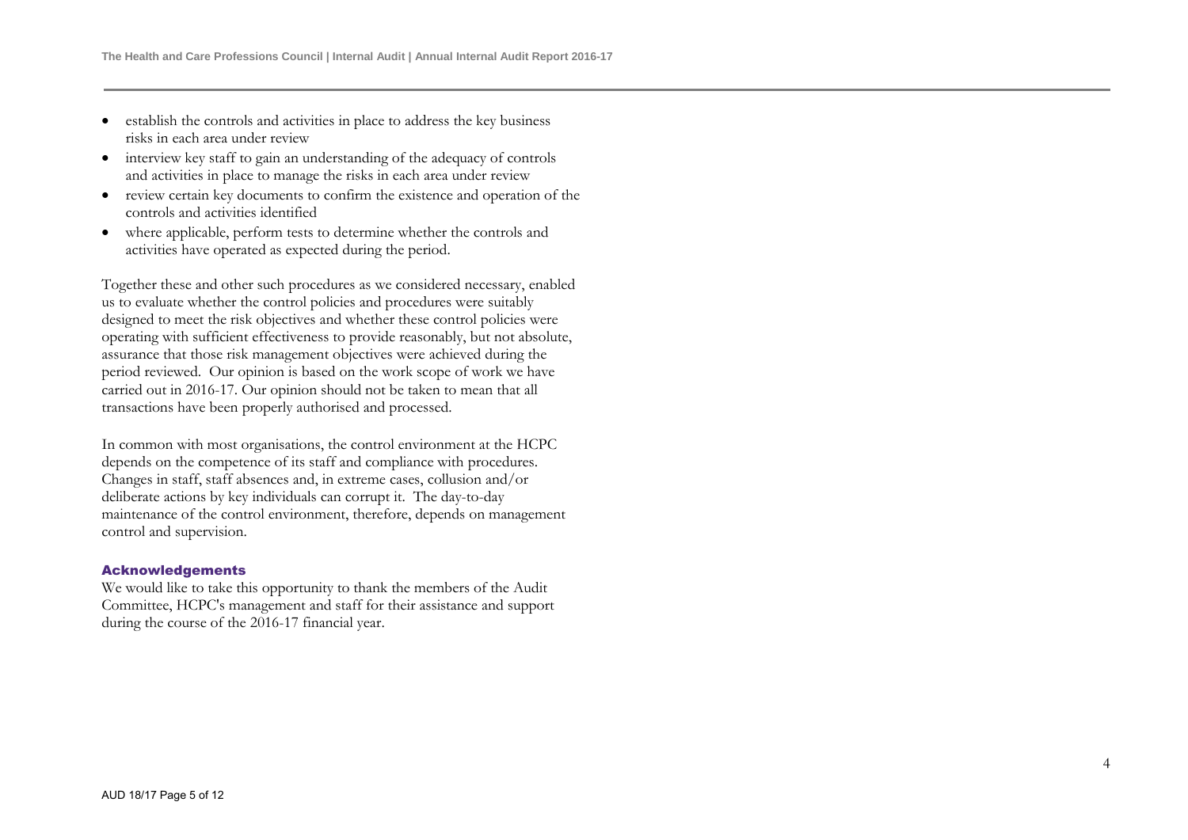- establish the controls and activities in place to address the key business risks in each area under review
- interview key staff to gain an understanding of the adequacy of controls and activities in place to manage the risks in each area under review
- review certain key documents to confirm the existence and operation of the controls and activities identified
- where applicable, perform tests to determine whether the controls and activities have operated as expected during the period.

Together these and other such procedures as we considered necessary, enabled us to evaluate whether the control policies and procedures were suitably designed to meet the risk objectives and whether these control policies were operating with sufficient effectiveness to provide reasonably, but not absolute, assurance that those risk management objectives were achieved during the period reviewed. Our opinion is based on the work scope of work we have carried out in 2016-17. Our opinion should not be taken to mean that all transactions have been properly authorised and processed.

In common with most organisations, the control environment at the HCPC depends on the competence of its staff and compliance with procedures. Changes in staff, staff absences and, in extreme cases, collusion and/or deliberate actions by key individuals can corrupt it. The day-to-day maintenance of the control environment, therefore, depends on management control and supervision.

### Acknowledgements

We would like to take this opportunity to thank the members of the Audit Committee, HCPC's management and staff for their assistance and support during the course of the 2016-17 financial year.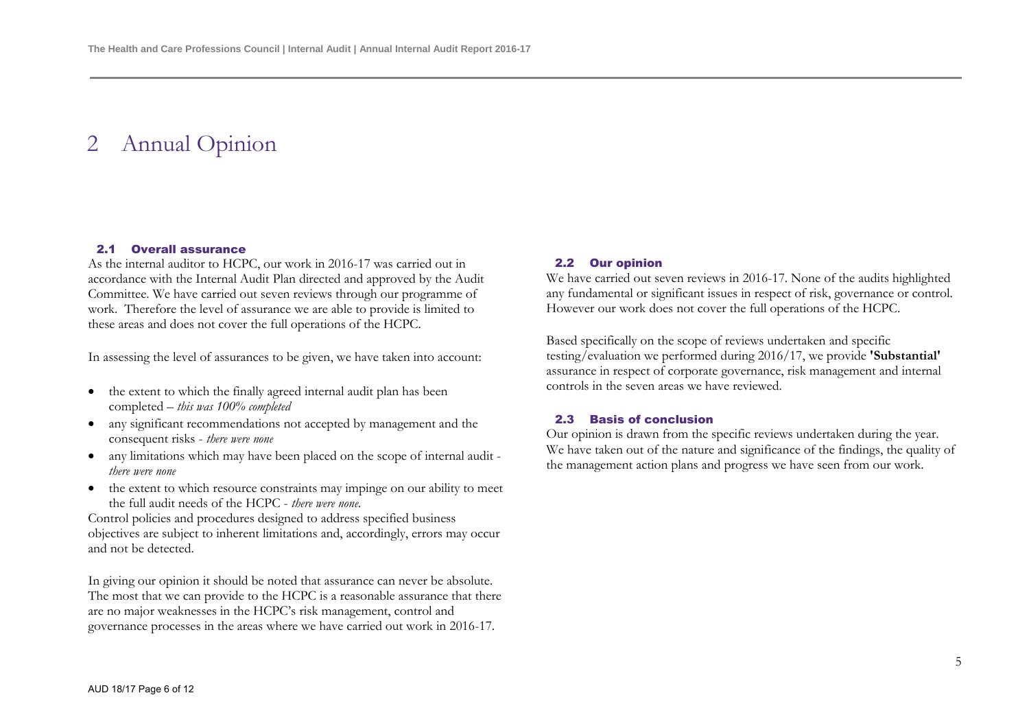# 2 Annual Opinion

### 2.1 Overall assurance

As the internal auditor to HCPC, our work in 2016-17 was carried out in accordance with the Internal Audit Plan directed and approved by the Audit Committee. We have carried out seven reviews through our programme of work. Therefore the level of assurance we are able to provide is limited to these areas and does not cover the full operations of the HCPC.

In assessing the level of assurances to be given, we have taken into account:

- the extent to which the finally agreed internal audit plan has been completed – *this was 100% completed*
- any significant recommendations not accepted by management and the consequent risks - *there were none*
- any limitations which may have been placed on the scope of internal audit - *there were none*
- the extent to which resource constraints may impinge on our ability to meet the full audit needs of the HCPC - *there were none.*

Control policies and procedures designed to address specified business objectives are subject to inherent limitations and, accordingly, errors may occur and not be detected.

In giving our opinion it should be noted that assurance can never be absolute. The most that we can provide to the HCPC is a reasonable assurance that there are no major weaknesses in the HCPC's risk management, control and governance processes in the areas where we have carried out work in 2016-17.

### 2.2 Our opinion

We have carried out seven reviews in 2016-17. None of the audits highlighted any fundamental or significant issues in respect of risk, governance or control. However our work does not cover the full operations of the HCPC.

Based specifically on the scope of reviews undertaken and specific testing/evaluation we performed during 2016/17, we provide **'Substantial'** assurance in respect of corporate governance, risk management and internal controls in the seven areas we have reviewed.

### 2.3 Basis of conclusion

Our opinion is drawn from the specific reviews undertaken during the year. We have taken out of the nature and significance of the findings, the quality of the management action plans and progress we have seen from our work.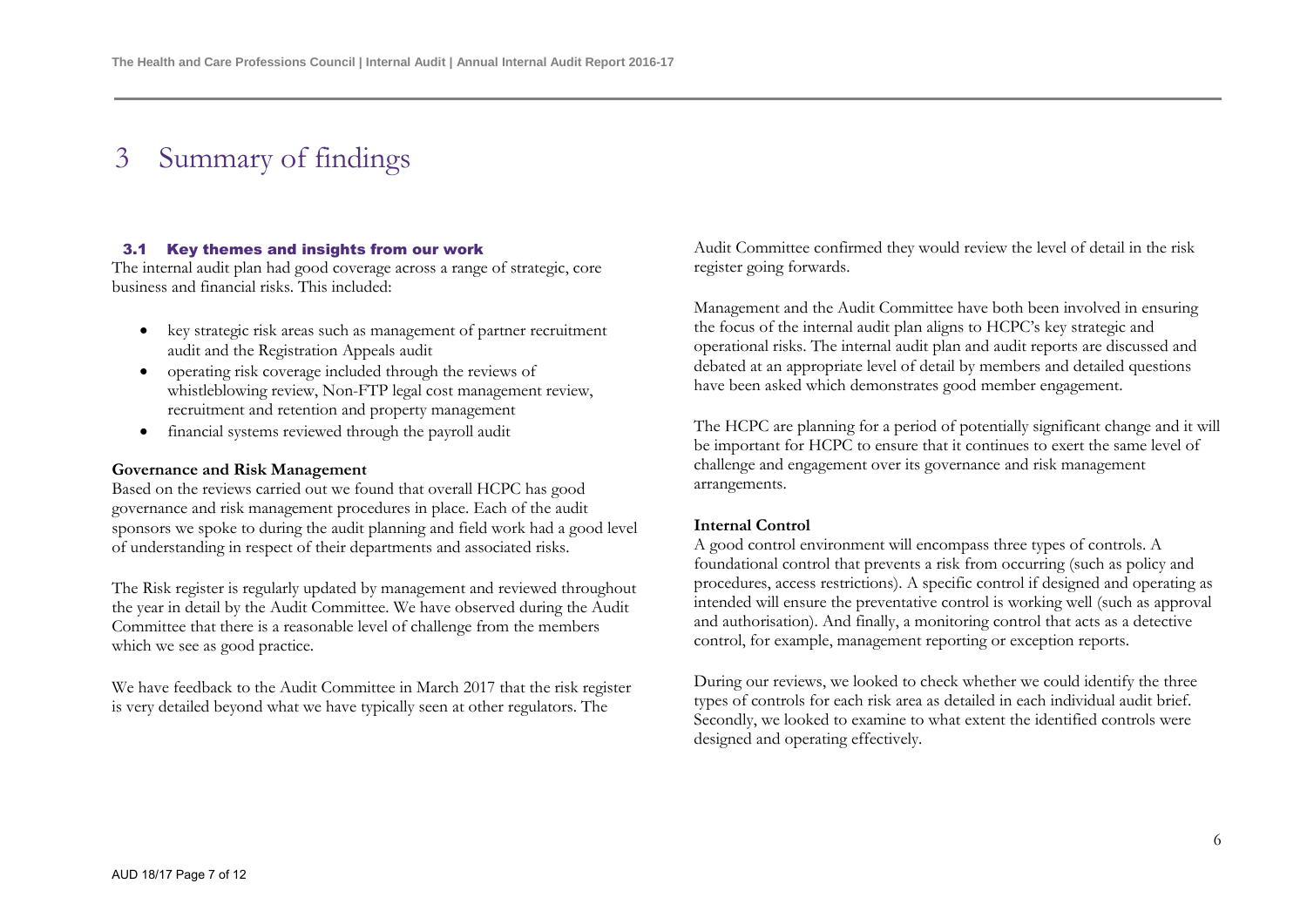# 3 Summary of findings

### 3.1 Key themes and insights from our work

The internal audit plan had good coverage across a range of strategic, core business and financial risks. This included:

- key strategic risk areas such as management of partner recruitment audit and the Registration Appeals audit
- operating risk coverage included through the reviews of whistleblowing review, Non-FTP legal cost management review, recruitment and retention and property management
- financial systems reviewed through the payroll audit

**Governance and Risk Management**

Based on the reviews carried out we found that overall HCPC has good governance and risk management procedures in place. Each of the audit sponsors we spoke to during the audit planning and field work had a good level of understanding in respect of their departments and associated risks.

The Risk register is regularly updated by management and reviewed throughout the year in detail by the Audit Committee. We have observed during the Audit Committee that there is a reasonable level of challenge from the members which we see as good practice.

We have feedback to the Audit Committee in March 2017 that the risk register is very detailed beyond what we have typically seen at other regulators. The Audit Committee confirmed they would review the level of detail in the risk register going forwards.

Management and the Audit Committee have both been involved in ensuring the focus of the internal audit plan aligns to HCPC's key strategic and operational risks. The internal audit plan and audit reports are discussed and debated at an appropriate level of detail by members and detailed questions have been asked which demonstrates good member engagement.

The HCPC are planning for a period of potentially significant change and it will be important for HCPC to ensure that it continues to exert the same level of challenge and engagement over its governance and risk management arrangements.

**Internal Control**

A good control environment will encompass three types of controls. A foundational control that prevents a risk from occurring (such as policy and procedures, access restrictions). A specific control if designed and operating as intended will ensure the preventative control is working well (such as approval and authorisation). And finally, a monitoring control that acts as a detective control, for example, management reporting or exception reports.

During our reviews, we looked to check whether we could identify the three types of controls for each risk area as detailed in each individual audit brief. Secondly, we looked to examine to what extent the identified controls were designed and operating effectively.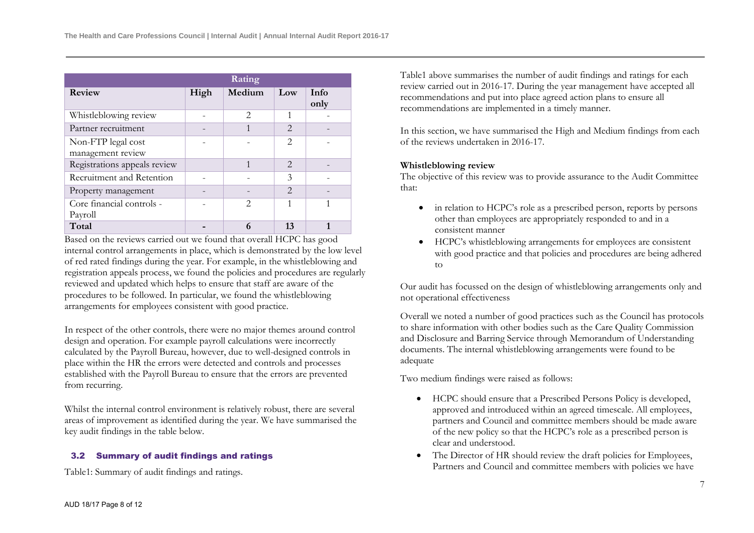| Rating | | | | |
|---|---|---|---|---|
| **Review** | **High** | **Medium** | **Low** | **Info only** |
| Whistleblowing review | - | 2 | 1 | - |
| Partner recruitment | - | 1 | 2 | - |
| Non-FTP legal cost management review | - | - | 2 | - |
| Registrations appeals review | | 1 | 2 | - |
| Recruitment and Retention | - | - | 3 | - |
| Property management | - | - | 2 | - |
| Core financial controls - Payroll | - | 2 | 1 | 1 |
| **Total** | **-** | **6** | **13** | **1** |

Based on the reviews carried out we found that overall HCPC has good internal control arrangements in place, which is demonstrated by the low level of red rated findings during the year. For example, in the whistleblowing and registration appeals process, we found the policies and procedures are regularly reviewed and updated which helps to ensure that staff are aware of the procedures to be followed. In particular, we found the whistleblowing arrangements for employees consistent with good practice.

In respect of the other controls, there were no major themes around control design and operation. For example payroll calculations were incorrectly calculated by the Payroll Bureau, however, due to well-designed controls in place within the HR the errors were detected and controls and processes established with the Payroll Bureau to ensure that the errors are prevented from recurring.

Whilst the internal control environment is relatively robust, there are several areas of improvement as identified during the year. We have summarised the key audit findings in the table below.

### 3.2 Summary of audit findings and ratings

Table1: Summary of audit findings and ratings.

Table1 above summarises the number of audit findings and ratings for each review carried out in 2016-17. During the year management have accepted all recommendations and put into place agreed action plans to ensure all recommendations are implemented in a timely manner.

In this section, we have summarised the High and Medium findings from each of the reviews undertaken in 2016-17.

**Whistleblowing review**

The objective of this review was to provide assurance to the Audit Committee that:

- in relation to HCPC's role as a prescribed person, reports by persons other than employees are appropriately responded to and in a consistent manner
- HCPC's whistleblowing arrangements for employees are consistent with good practice and that policies and procedures are being adhered to

Our audit has focussed on the design of whistleblowing arrangements only and not operational effectiveness

Overall we noted a number of good practices such as the Council has protocols to share information with other bodies such as the Care Quality Commission and Disclosure and Barring Service through Memorandum of Understanding documents. The internal whistleblowing arrangements were found to be adequate

Two medium findings were raised as follows:

- HCPC should ensure that a Prescribed Persons Policy is developed, approved and introduced within an agreed timescale. All employees, partners and Council and committee members should be made aware of the new policy so that the HCPC's role as a prescribed person is clear and understood.
- The Director of HR should review the draft policies for Employees, Partners and Council and committee members with policies we have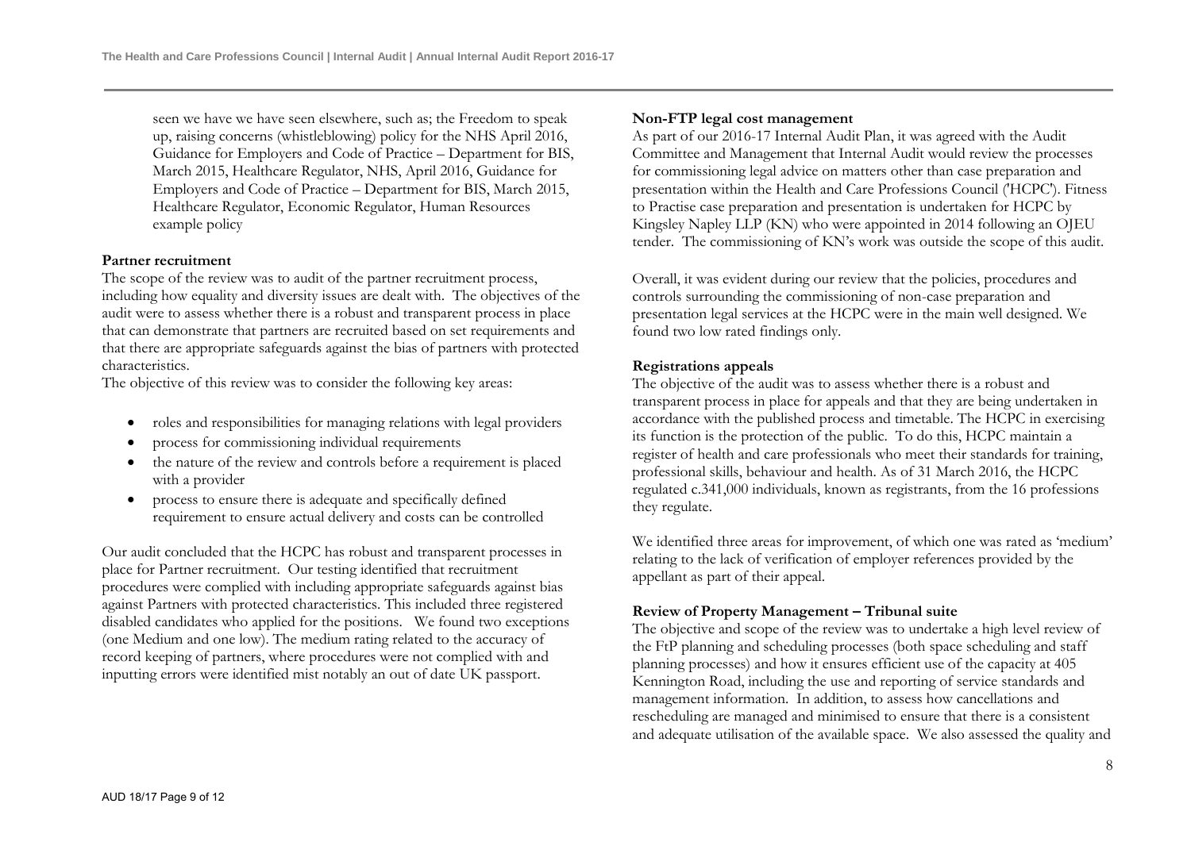seen we have we have seen elsewhere, such as; the Freedom to speak up, raising concerns (whistleblowing) policy for the NHS April 2016, Guidance for Employers and Code of Practice – Department for BIS, March 2015, Healthcare Regulator, NHS, April 2016, Guidance for Employers and Code of Practice – Department for BIS, March 2015, Healthcare Regulator, Economic Regulator, Human Resources example policy

**Partner recruitment**

The scope of the review was to audit of the partner recruitment process, including how equality and diversity issues are dealt with. The objectives of the audit were to assess whether there is a robust and transparent process in place that can demonstrate that partners are recruited based on set requirements and that there are appropriate safeguards against the bias of partners with protected characteristics.

The objective of this review was to consider the following key areas:

- roles and responsibilities for managing relations with legal providers
- process for commissioning individual requirements
- the nature of the review and controls before a requirement is placed with a provider
- process to ensure there is adequate and specifically defined requirement to ensure actual delivery and costs can be controlled

Our audit concluded that the HCPC has robust and transparent processes in place for Partner recruitment. Our testing identified that recruitment procedures were complied with including appropriate safeguards against bias against Partners with protected characteristics. This included three registered disabled candidates who applied for the positions. We found two exceptions (one Medium and one low). The medium rating related to the accuracy of record keeping of partners, where procedures were not complied with and inputting errors were identified mist notably an out of date UK passport.

**Non-FTP legal cost management**

As part of our 2016-17 Internal Audit Plan, it was agreed with the Audit Committee and Management that Internal Audit would review the processes for commissioning legal advice on matters other than case preparation and presentation within the Health and Care Professions Council ('HCPC'). Fitness to Practise case preparation and presentation is undertaken for HCPC by Kingsley Napley LLP (KN) who were appointed in 2014 following an OJEU tender. The commissioning of KN's work was outside the scope of this audit.

Overall, it was evident during our review that the policies, procedures and controls surrounding the commissioning of non-case preparation and presentation legal services at the HCPC were in the main well designed. We found two low rated findings only.

**Registrations appeals**

The objective of the audit was to assess whether there is a robust and transparent process in place for appeals and that they are being undertaken in accordance with the published process and timetable. The HCPC in exercising its function is the protection of the public. To do this, HCPC maintain a register of health and care professionals who meet their standards for training, professional skills, behaviour and health. As of 31 March 2016, the HCPC regulated c.341,000 individuals, known as registrants, from the 16 professions they regulate.

We identified three areas for improvement, of which one was rated as 'medium' relating to the lack of verification of employer references provided by the appellant as part of their appeal.

**Review of Property Management – Tribunal suite**

The objective and scope of the review was to undertake a high level review of the FtP planning and scheduling processes (both space scheduling and staff planning processes) and how it ensures efficient use of the capacity at 405 Kennington Road, including the use and reporting of service standards and management information. In addition, to assess how cancellations and rescheduling are managed and minimised to ensure that there is a consistent and adequate utilisation of the available space. We also assessed the quality and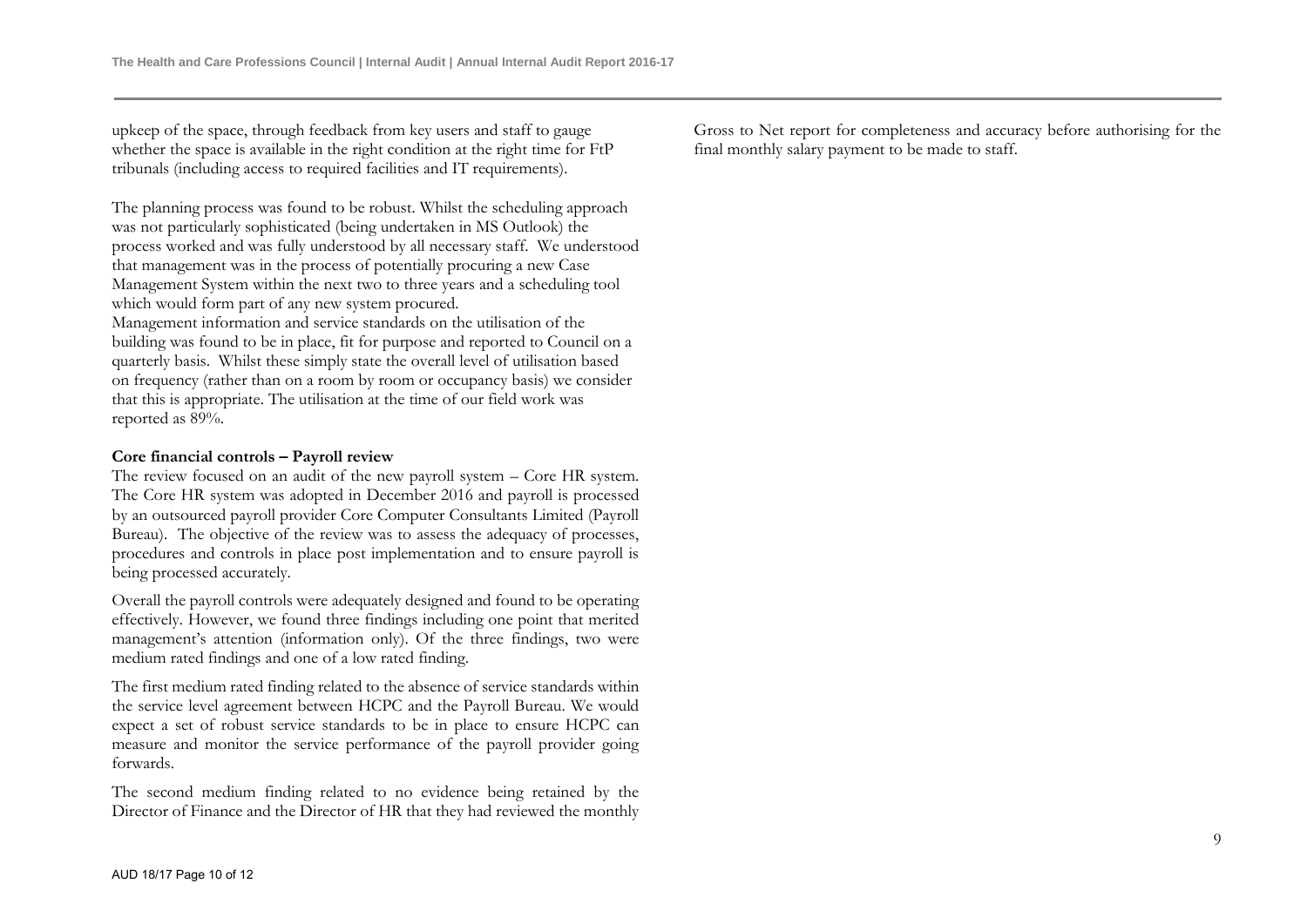upkeep of the space, through feedback from key users and staff to gauge whether the space is available in the right condition at the right time for FtP tribunals (including access to required facilities and IT requirements).

The planning process was found to be robust. Whilst the scheduling approach was not particularly sophisticated (being undertaken in MS Outlook) the process worked and was fully understood by all necessary staff. We understood that management was in the process of potentially procuring a new Case Management System within the next two to three years and a scheduling tool which would form part of any new system procured.
Management information and service standards on the utilisation of the building was found to be in place, fit for purpose and reported to Council on a quarterly basis. Whilst these simply state the overall level of utilisation based on frequency (rather than on a room by room or occupancy basis) we consider that this is appropriate. The utilisation at the time of our field work was reported as 89%.

**Core financial controls – Payroll review**

The review focused on an audit of the new payroll system – Core HR system. The Core HR system was adopted in December 2016 and payroll is processed by an outsourced payroll provider Core Computer Consultants Limited (Payroll Bureau). The objective of the review was to assess the adequacy of processes, procedures and controls in place post implementation and to ensure payroll is being processed accurately.

Overall the payroll controls were adequately designed and found to be operating effectively. However, we found three findings including one point that merited management's attention (information only). Of the three findings, two were medium rated findings and one of a low rated finding.

The first medium rated finding related to the absence of service standards within the service level agreement between HCPC and the Payroll Bureau. We would expect a set of robust service standards to be in place to ensure HCPC can measure and monitor the service performance of the payroll provider going forwards.

The second medium finding related to no evidence being retained by the Director of Finance and the Director of HR that they had reviewed the monthly Gross to Net report for completeness and accuracy before authorising for the final monthly salary payment to be made to staff.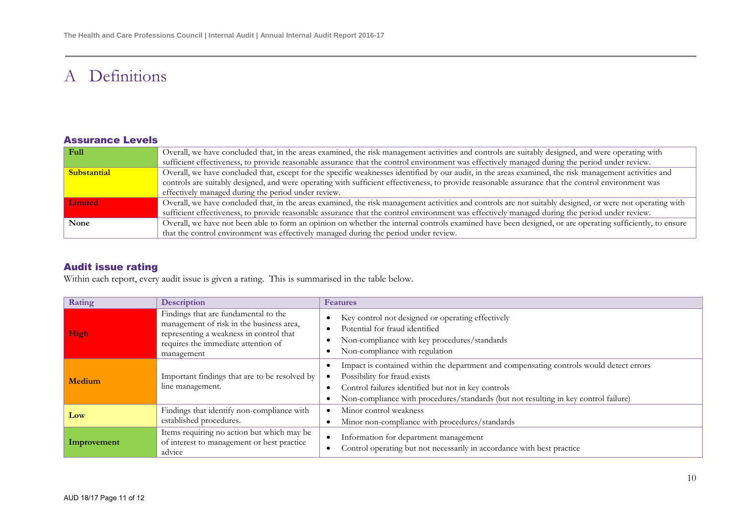# A Definitions

## Assurance Levels

| | |
|---|---|
| **Full** | Overall, we have concluded that, in the areas examined, the risk management activities and controls are suitably designed, and were operating with sufficient effectiveness, to provide reasonable assurance that the control environment was effectively managed during the period under review. |
| **Substantial** | Overall, we have concluded that, except for the specific weaknesses identified by our audit, in the areas examined, the risk management activities and controls are suitably designed, and were operating with sufficient effectiveness, to provide reasonable assurance that the control environment was effectively managed during the period under review. |
| **Limited** | Overall, we have concluded that, in the areas examined, the risk management activities and controls are not suitably designed, or were not operating with sufficient effectiveness, to provide reasonable assurance that the control environment was effectively managed during the period under review. |
| **None** | Overall, we have not been able to form an opinion on whether the internal controls examined have been designed, or are operating sufficiently, to ensure that the control environment was effectively managed during the period under review. |

## Audit issue rating

Within each report, every audit issue is given a rating. This is summarised in the table below.

| Rating | Description | Features |
|---|---|---|
| **High** | Findings that are fundamental to the management of risk in the business area, representing a weakness in control that requires the immediate attention of management | • Key control not designed or operating effectively<br>• Potential for fraud identified<br>• Non-compliance with key procedures/standards<br>• Non-compliance with regulation |
| **Medium** | Important findings that are to be resolved by line management. | • Impact is contained within the department and compensating controls would detect errors<br>• Possibility for fraud exists<br>• Control failures identified but not in key controls<br>• Non-compliance with procedures/standards (but not resulting in key control failure) |
| **Low** | Findings that identify non-compliance with established procedures. | • Minor control weakness<br>• Minor non-compliance with procedures/standards |
| **Improvement** | Items requiring no action but which may be of interest to management or best practice advice | • Information for department management<br>• Control operating but not necessarily in accordance with best practice |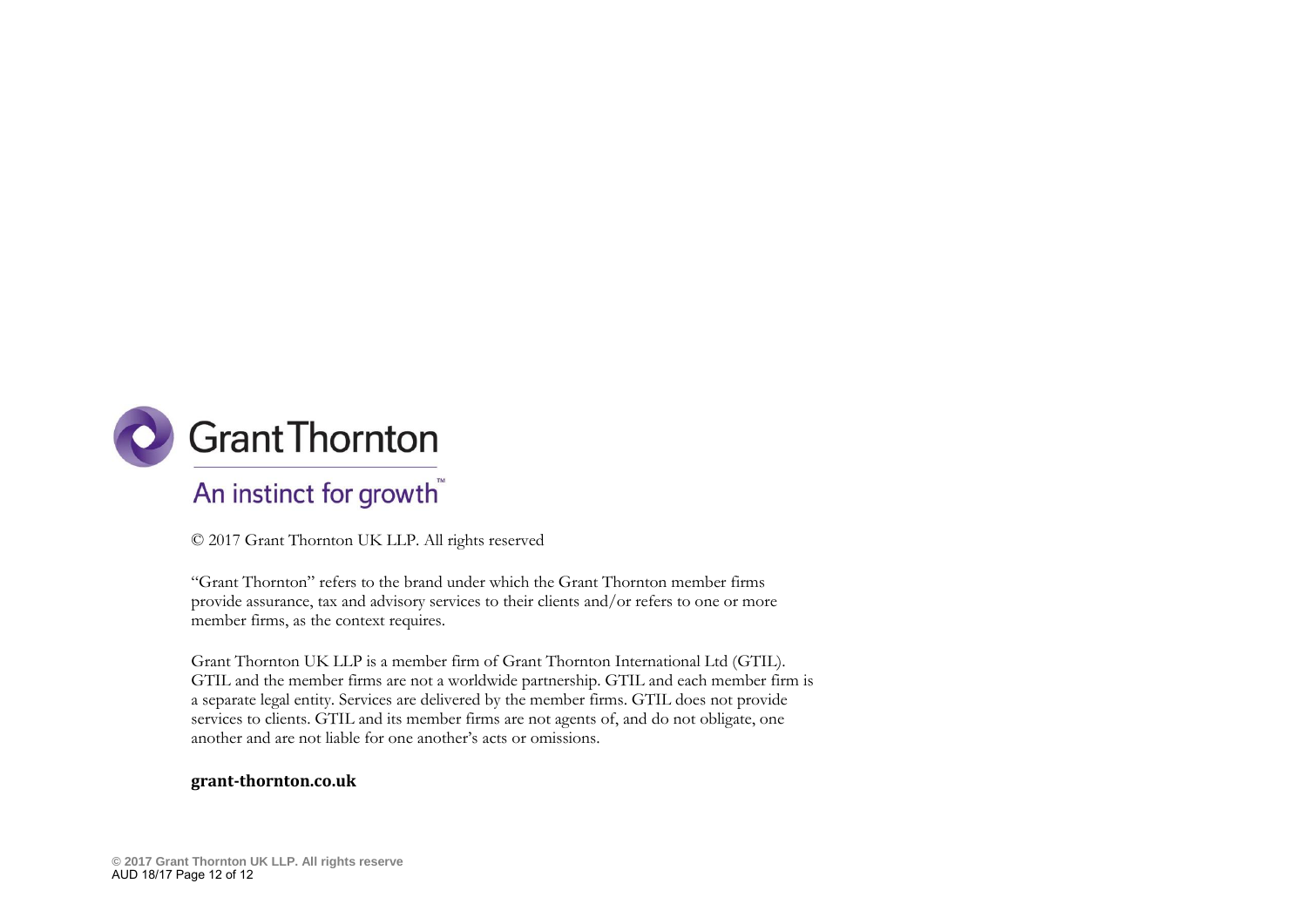Grant Thornton

An instinct for growth™

© 2017 Grant Thornton UK LLP. All rights reserved

"Grant Thornton" refers to the brand under which the Grant Thornton member firms provide assurance, tax and advisory services to their clients and/or refers to one or more member firms, as the context requires.

Grant Thornton UK LLP is a member firm of Grant Thornton International Ltd (GTIL). GTIL and the member firms are not a worldwide partnership. GTIL and each member firm is a separate legal entity. Services are delivered by the member firms. GTIL does not provide services to clients. GTIL and its member firms are not agents of, and do not obligate, one another and are not liable for one another's acts or omissions.

**grant-thornton.co.uk**